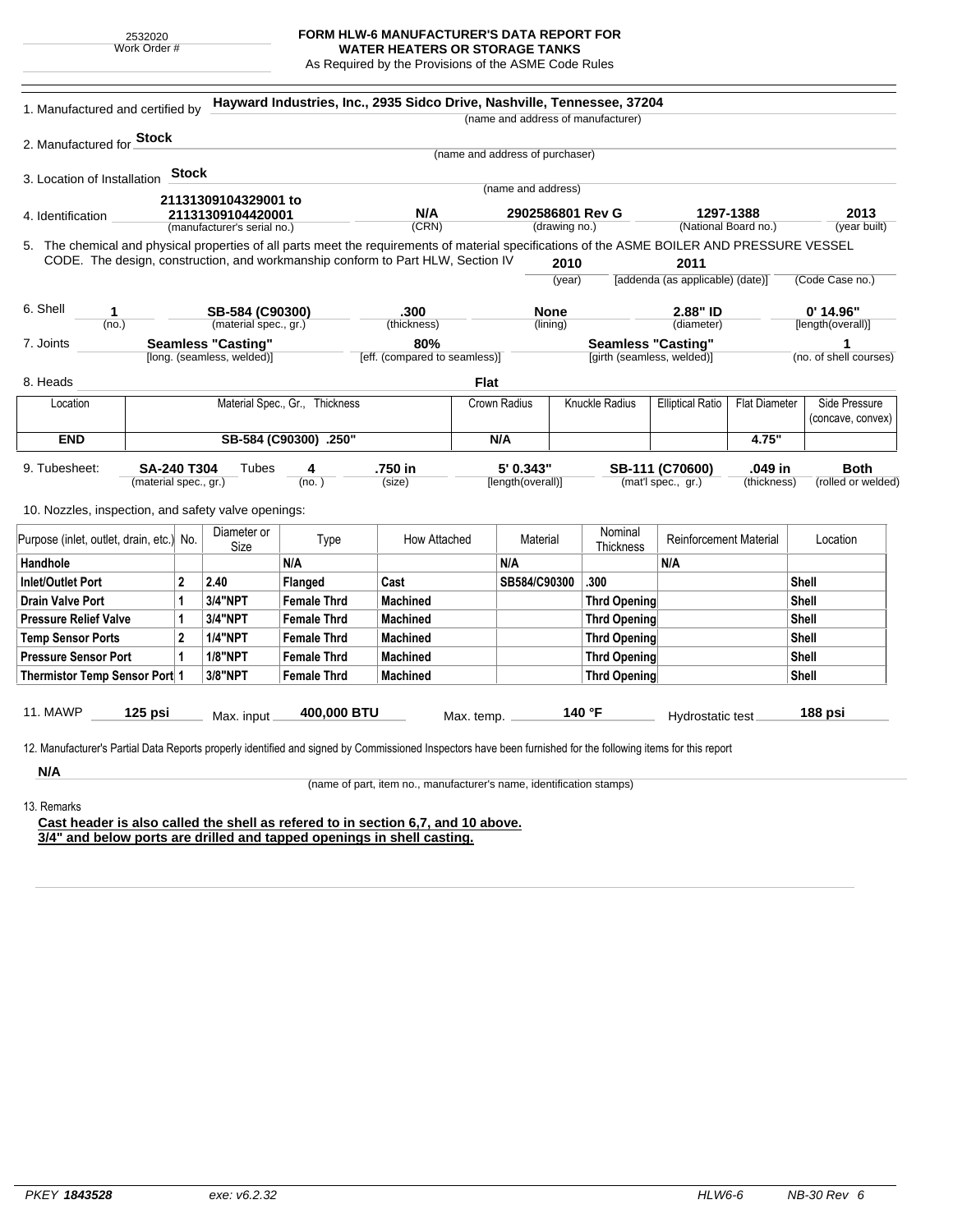2532020
Work Order #

# FORM HLW-6 MANUFACTURER'S DATA REPORT FOR WATER HEATERS OR STORAGE TANKS

As Required by the Provisions of the ASME Code Rules

1. Manufactured and certified by **Hayward Industries, Inc., 2935 Sidco Drive, Nashville, Tennessee, 37204**
(name and address of manufacturer)

2. Manufactured for **Stock**
(name and address of purchaser)

3. Location of Installation **Stock**
(name and address)

4. Identification **21131309104329001 to 21131309104420001** (manufacturer's serial no.) **N/A** (CRN) **2902586801 Rev G** (drawing no.) **1297-1388** (National Board no.) **2013** (year built)

5. The chemical and physical properties of all parts meet the requirements of material specifications of the ASME BOILER AND PRESSURE VESSEL CODE. The design, construction, and workmanship conform to Part HLW, Section IV **2010** (year) **2011** [addenda (as applicable) (date)] (Code Case no.)

6. Shell **1** (no.) **SB-584 (C90300)** (material spec., gr.) **.300** (thickness) **None** (lining) **2.88" ID** (diameter) **0' 14.96"** [length(overall)]

7. Joints **Seamless "Casting"** [long. (seamless, welded)] **80%** [eff. (compared to seamless)] **Seamless "Casting"** [girth (seamless, welded)] **1** (no. of shell courses)

8. Heads **Flat**

| Location | Material Spec., Gr., Thickness | Crown Radius | Knuckle Radius | Elliptical Ratio | Flat Diameter | Side Pressure (concave, convex) |
|---|---|---|---|---|---|---|
| **END** | **SB-584 (C90300) .250"** | **N/A** | | | **4.75"** | |

9. Tubesheet: **SA-240 T304** (material spec., gr.) Tubes **4** (no.) **.750 in** (size) **5' 0.343"** [length(overall)] **SB-111 (C70600)** (mat'l spec., gr.) **.049 in** (thickness) **Both** (rolled or welded)

10. Nozzles, inspection, and safety valve openings:

| Purpose (inlet, outlet, drain, etc.) | No. | Diameter or Size | Type | How Attached | Material | Nominal Thickness | Reinforcement Material | Location |
|---|---|---|---|---|---|---|---|---|
| **Handhole** | | | **N/A** | | **N/A** | | **N/A** | |
| **Inlet/Outlet Port** | **2** | **2.40** | **Flanged** | **Cast** | **SB584/C90300** | **.300** | | **Shell** |
| **Drain Valve Port** | **1** | **3/4"NPT** | **Female Thrd** | **Machined** | | **Thrd Opening** | | **Shell** |
| **Pressure Relief Valve** | **1** | **3/4"NPT** | **Female Thrd** | **Machined** | | **Thrd Opening** | | **Shell** |
| **Temp Sensor Ports** | **2** | **1/4"NPT** | **Female Thrd** | **Machined** | | **Thrd Opening** | | **Shell** |
| **Pressure Sensor Port** | **1** | **1/8"NPT** | **Female Thrd** | **Machined** | | **Thrd Opening** | | **Shell** |
| **Thermistor Temp Sensor Port** | **1** | **3/8"NPT** | **Female Thrd** | **Machined** | | **Thrd Opening** | | **Shell** |

11. MAWP **125 psi** Max. input **400,000 BTU** Max. temp. **140 °F** Hydrostatic test **188 psi**

12. Manufacturer's Partial Data Reports properly identified and signed by Commissioned Inspectors have been furnished for the following items for this report

**N/A**
(name of part, item no., manufacturer's name, identification stamps)

13. Remarks

**Cast header is also called the shell as refered to in section 6,7, and 10 above.**
**3/4" and below ports are drilled and tapped openings in shell casting.**

PKEY **1843528** exe: v6.2.32 HLW6-6 NB-30 Rev 6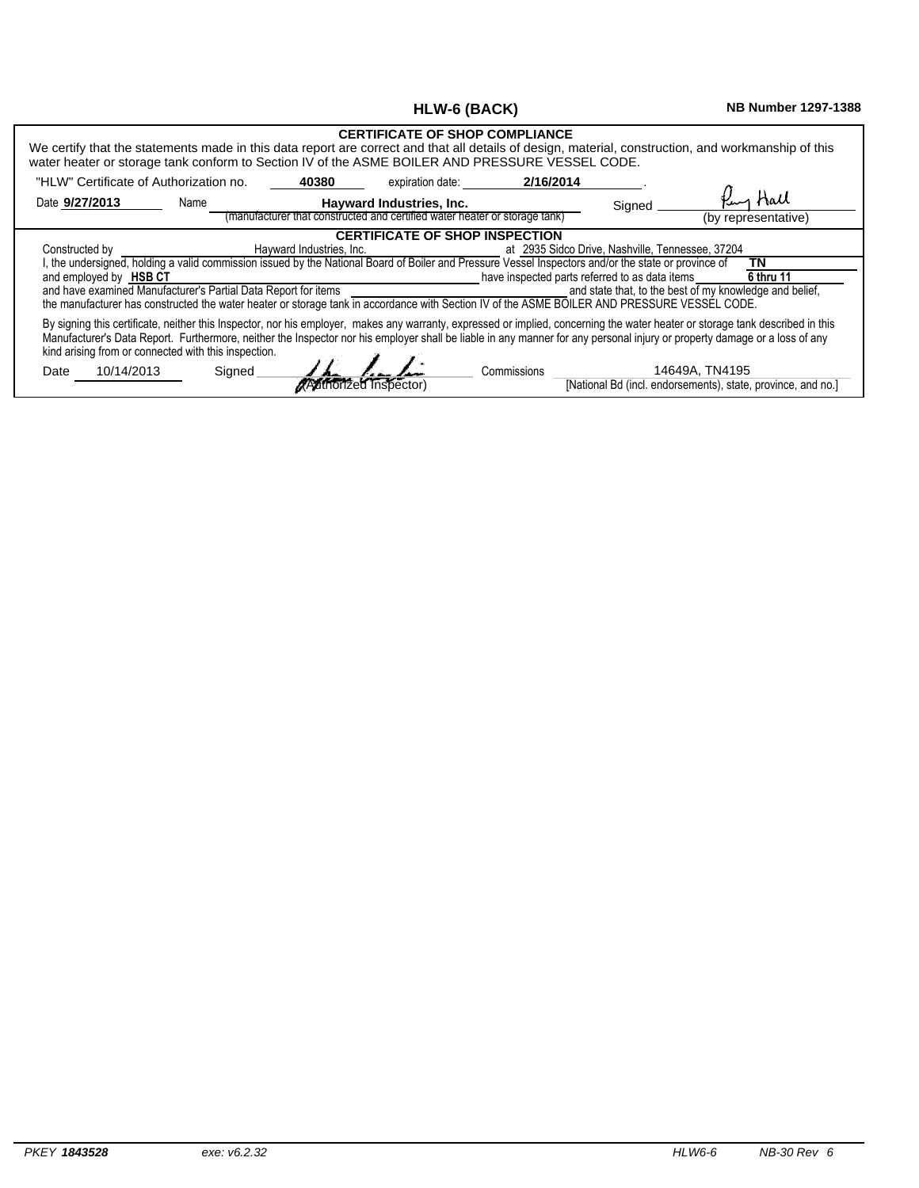**HLW-6 (BACK)** **NB Number 1297-1388**

## CERTIFICATE OF SHOP COMPLIANCE

We certify that the statements made in this data report are correct and that all details of design, material, construction, and workmanship of this water heater or storage tank conform to Section IV of the ASME BOILER AND PRESSURE VESSEL CODE.

"HLW" Certificate of Authorization no. **40380** expiration date: **2/16/2014** .

Date **9/27/2013** Name **Hayward Industries, Inc.** (manufacturer that constructed and certified water heater or storage tank) Signed Rudy Hall (by representative)

## CERTIFICATE OF SHOP INSPECTION

Constructed by Hayward Industries, Inc. at 2935 Sidco Drive, Nashville, Tennessee, 37204

I, the undersigned, holding a valid commission issued by the National Board of Boiler and Pressure Vessel Inspectors and/or the state or province of **TN** and employed by **HSB CT** have inspected parts referred to as data items **6 thru 11** and have examined Manufacturer's Partial Data Report for items \_\_\_\_\_\_\_\_ and state that, to the best of my knowledge and belief, the manufacturer has constructed the water heater or storage tank in accordance with Section IV of the ASME BOILER AND PRESSURE VESSEL CODE.

By signing this certificate, neither this Inspector, nor his employer, makes any warranty, expressed or implied, concerning the water heater or storage tank described in this Manufacturer's Data Report. Furthermore, neither the Inspector nor his employer shall be liable in any manner for any personal injury or property damage or a loss of any kind arising from or connected with this inspection.

Date 10/14/2013 Signed \_\_\_\_\_\_\_\_ (Authorized Inspector) Commissions 14649A, TN4195 [National Bd (incl. endorsements), state, province, and no.]

*PKEY* ***1843528*** *exe: v6.2.32* *HLW6-6* *NB-30 Rev 6*